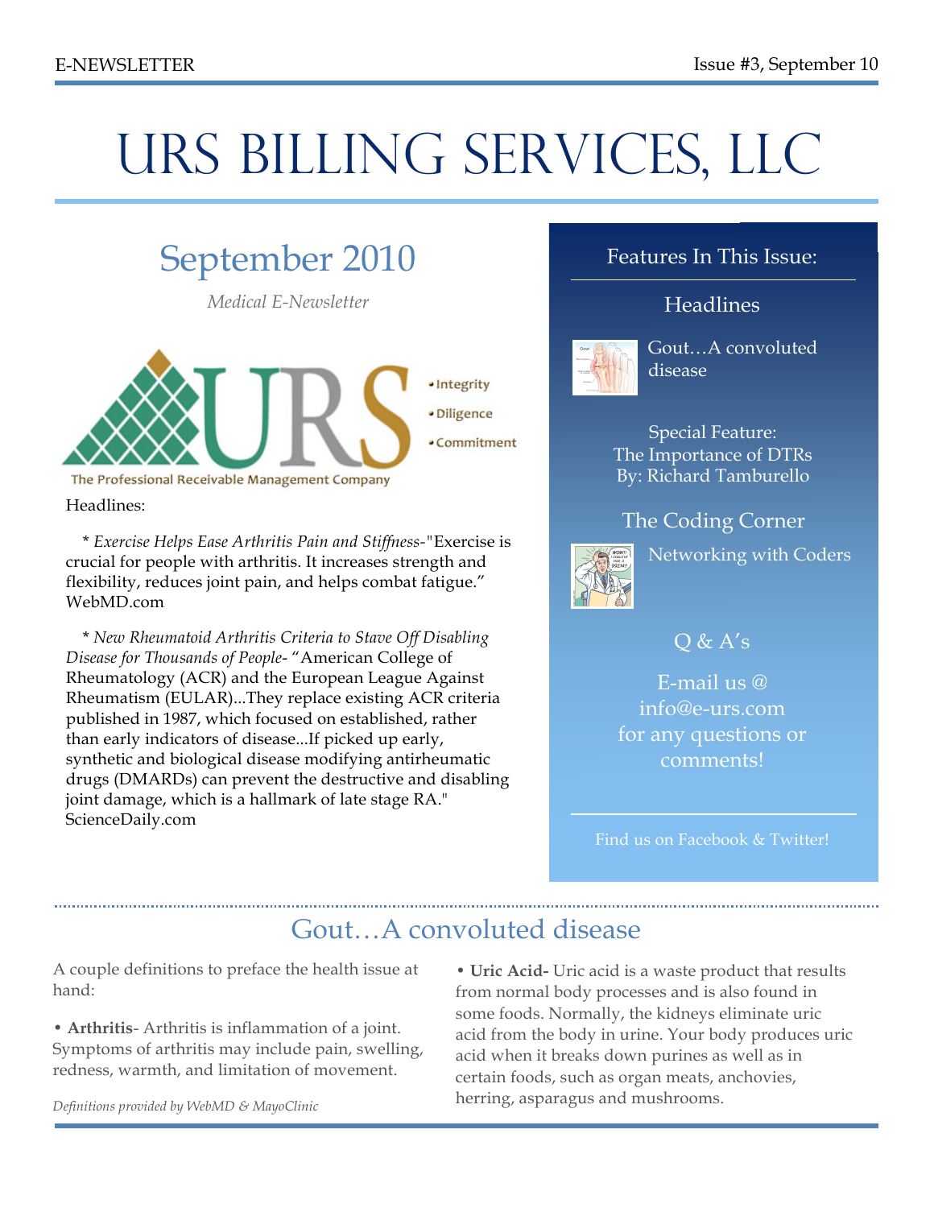# URS BILLING SERVICES, LLC

## September 2010

*Medical E-Newsletter*

- Integrity
- Diligence
- Commitment

The Professional Receivable Management Company

Headlines:

\* *Exercise Helps Ease Arthritis Pain and Stiffness*-"Exercise is crucial for people with arthritis. It increases strength and flexibility, reduces joint pain, and helps combat fatigue." WebMD.com

\* *New Rheumatoid Arthritis Criteria to Stave Off Disabling Disease for Thousands of People*- "American College of Rheumatology (ACR) and the European League Against Rheumatism (EULAR)...They replace existing ACR criteria published in 1987, which focused on established, rather than early indicators of disease...If picked up early, synthetic and biological disease modifying antirheumatic drugs (DMARDs) can prevent the destructive and disabling joint damage, which is a hallmark of late stage RA." ScienceDaily.com

### Features In This Issue:

Headlines

Gout…A convoluted disease

Special Feature:
The Importance of DTRs
By: Richard Tamburello

The Coding Corner

Networking with Coders

Q & A's

E-mail us @ info@e-urs.com for any questions or comments!

Find us on Facebook & Twitter!

## Gout…A convoluted disease

A couple definitions to preface the health issue at hand:

• **Arthritis**- Arthritis is inflammation of a joint. Symptoms of arthritis may include pain, swelling, redness, warmth, and limitation of movement.

• **Uric Acid-** Uric acid is a waste product that results from normal body processes and is also found in some foods. Normally, the kidneys eliminate uric acid from the body in urine. Your body produces uric acid when it breaks down purines as well as in certain foods, such as organ meats, anchovies, herring, asparagus and mushrooms.

*Definitions provided by WebMD & MayoClinic*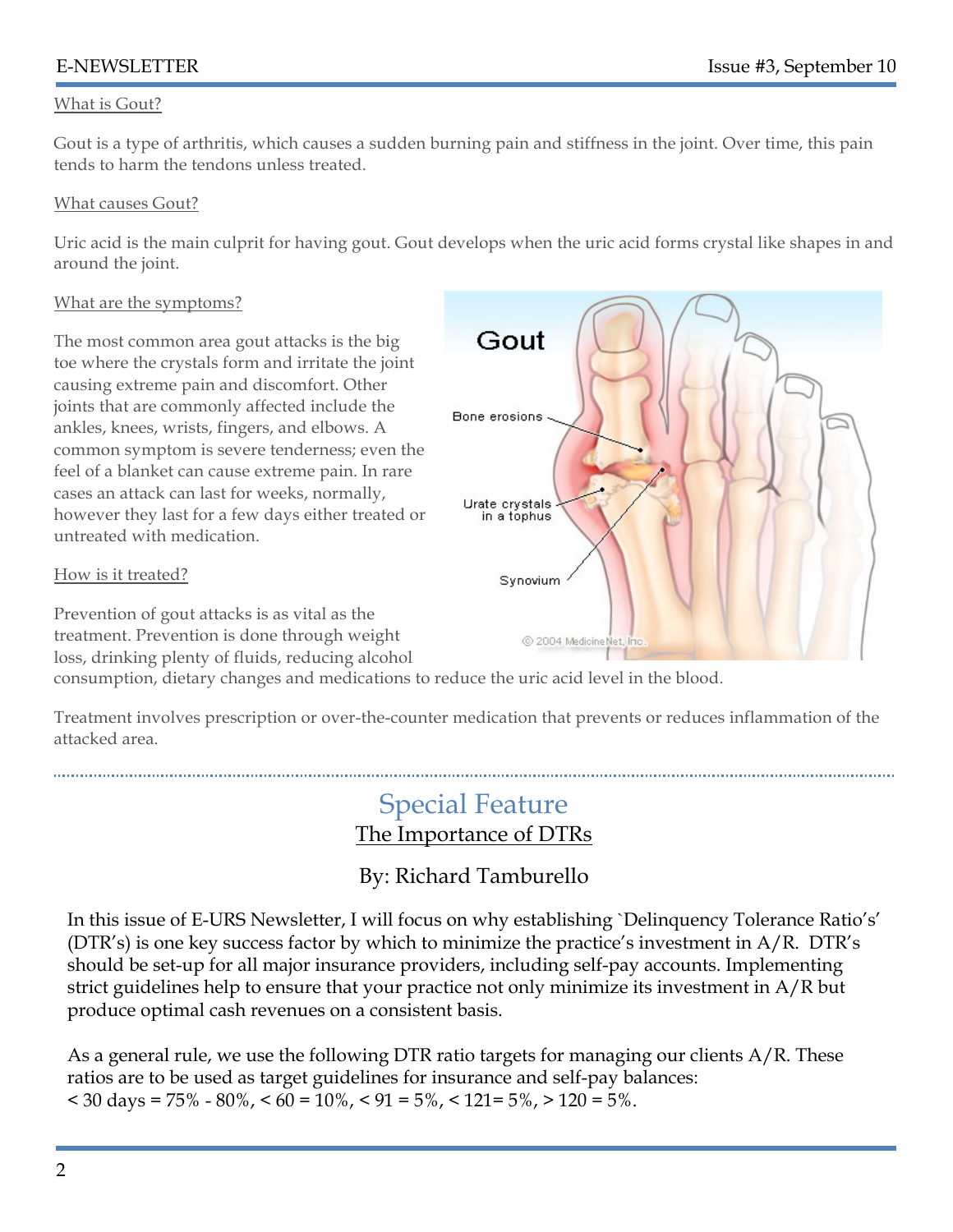## What is Gout?

Gout is a type of arthritis, which causes a sudden burning pain and stiffness in the joint. Over time, this pain tends to harm the tendons unless treated.

## What causes Gout?

Uric acid is the main culprit for having gout. Gout develops when the uric acid forms crystal like shapes in and around the joint.

## What are the symptoms?

The most common area gout attacks is the big toe where the crystals form and irritate the joint causing extreme pain and discomfort. Other joints that are commonly affected include the ankles, knees, wrists, fingers, and elbows. A common symptom is severe tenderness; even the feel of a blanket can cause extreme pain. In rare cases an attack can last for weeks, normally, however they last for a few days either treated or untreated with medication.

## How is it treated?

Prevention of gout attacks is as vital as the treatment. Prevention is done through weight loss, drinking plenty of fluids, reducing alcohol consumption, dietary changes and medications to reduce the uric acid level in the blood.

Treatment involves prescription or over-the-counter medication that prevents or reduces inflammation of the attacked area.

---

# Special Feature

## The Importance of DTRs

### By: Richard Tamburello

In this issue of E-URS Newsletter, I will focus on why establishing `Delinquency Tolerance Ratio's' (DTR's) is one key success factor by which to minimize the practice's investment in A/R. DTR's should be set-up for all major insurance providers, including self-pay accounts. Implementing strict guidelines help to ensure that your practice not only minimize its investment in A/R but produce optimal cash revenues on a consistent basis.

As a general rule, we use the following DTR ratio targets for managing our clients A/R. These ratios are to be used as target guidelines for insurance and self-pay balances:
< 30 days = 75% - 80%, < 60 = 10%, < 91 = 5%, < 121= 5%, > 120 = 5%.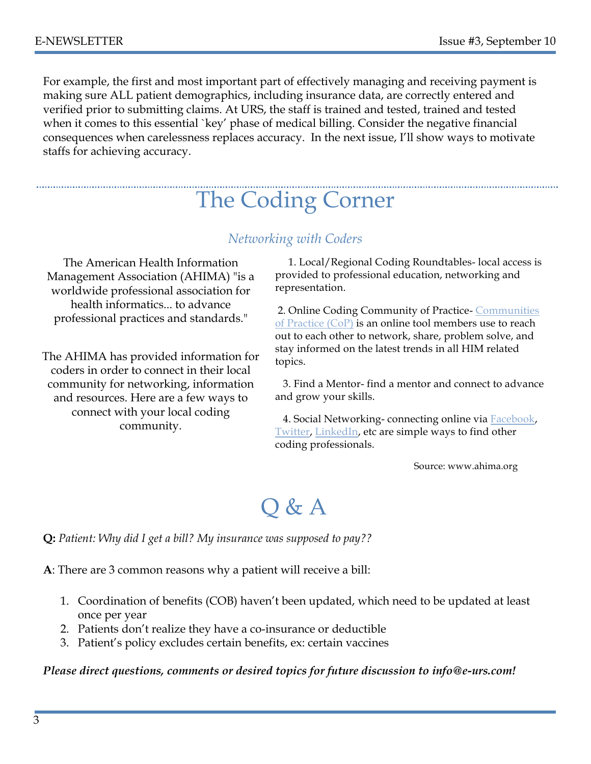For example, the first and most important part of effectively managing and receiving payment is making sure ALL patient demographics, including insurance data, are correctly entered and verified prior to submitting claims. At URS, the staff is trained and tested, trained and tested when it comes to this essential `key' phase of medical billing. Consider the negative financial consequences when carelessness replaces accuracy. In the next issue, I'll show ways to motivate staffs for achieving accuracy.

# The Coding Corner

### *Networking with Coders*

The American Health Information Management Association (AHIMA) "is a worldwide professional association for health informatics... to advance professional practices and standards."

The AHIMA has provided information for coders in order to connect in their local community for networking, information and resources. Here are a few ways to connect with your local coding community.

1. Local/Regional Coding Roundtables- local access is provided to professional education, networking and representation.

2. Online Coding Community of Practice- Communities of Practice (CoP) is an online tool members use to reach out to each other to network, share, problem solve, and stay informed on the latest trends in all HIM related topics.

3. Find a Mentor- find a mentor and connect to advance and grow your skills.

4. Social Networking- connecting online via Facebook, Twitter, LinkedIn, etc are simple ways to find other coding professionals.

Source: www.ahima.org

# Q & A

**Q:** *Patient: Why did I get a bill? My insurance was supposed to pay??*

**A**: There are 3 common reasons why a patient will receive a bill:

1. Coordination of benefits (COB) haven't been updated, which need to be updated at least once per year
2. Patients don't realize they have a co-insurance or deductible
3. Patient's policy excludes certain benefits, ex: certain vaccines

***Please direct questions, comments or desired topics for future discussion to info@e-urs.com!***